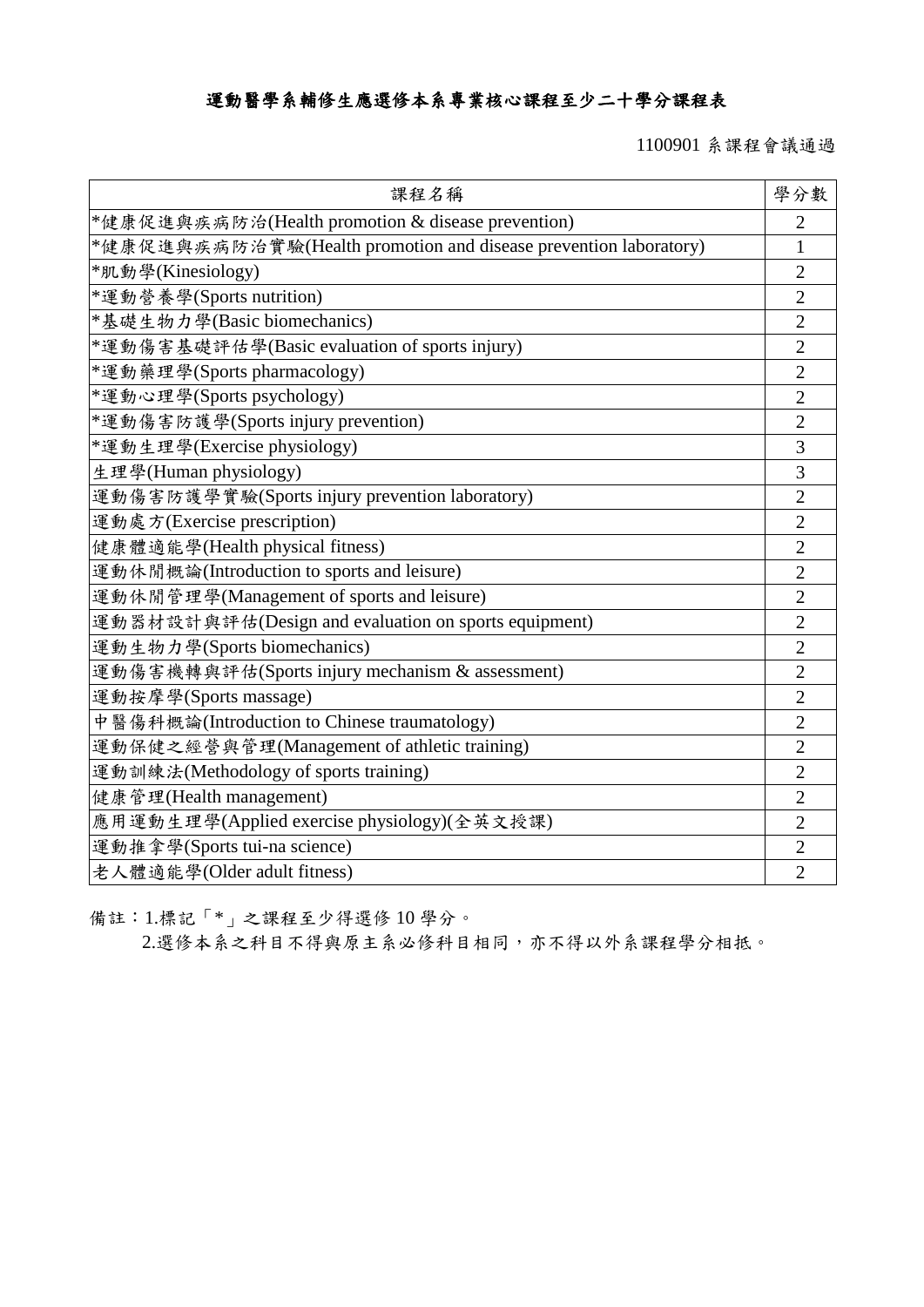# 運動醫學系輔修生應選修本系專業核心課程至少二十學分課程表

1100901 系課程會議通過

| 課程名稱 | 學分數 |
| --- | --- |
| *健康促進與疾病防治(Health promotion & disease prevention) | 2 |
| *健康促進與疾病防治實驗(Health promotion and disease prevention laboratory) | 1 |
| *肌動學(Kinesiology) | 2 |
| *運動營養學(Sports nutrition) | 2 |
| *基礎生物力學(Basic biomechanics) | 2 |
| *運動傷害基礎評估學(Basic evaluation of sports injury) | 2 |
| *運動藥理學(Sports pharmacology) | 2 |
| *運動心理學(Sports psychology) | 2 |
| *運動傷害防護學(Sports injury prevention) | 2 |
| *運動生理學(Exercise physiology) | 3 |
| 生理學(Human physiology) | 3 |
| 運動傷害防護學實驗(Sports injury prevention laboratory) | 2 |
| 運動處方(Exercise prescription) | 2 |
| 健康體適能學(Health physical fitness) | 2 |
| 運動休閒概論(Introduction to sports and leisure) | 2 |
| 運動休閒管理學(Management of sports and leisure) | 2 |
| 運動器材設計與評估(Design and evaluation on sports equipment) | 2 |
| 運動生物力學(Sports biomechanics) | 2 |
| 運動傷害機轉與評估(Sports injury mechanism & assessment) | 2 |
| 運動按摩學(Sports massage) | 2 |
| 中醫傷科概論(Introduction to Chinese traumatology) | 2 |
| 運動保健之經營與管理(Management of athletic training) | 2 |
| 運動訓練法(Methodology of sports training) | 2 |
| 健康管理(Health management) | 2 |
| 應用運動生理學(Applied exercise physiology)(全英文授課) | 2 |
| 運動推拿學(Sports tui-na science) | 2 |
| 老人體適能學(Older adult fitness) | 2 |

備註：1.標記「*」之課程至少得選修 10 學分。

2.選修本系之科目不得與原主系必修科目相同，亦不得以外系課程學分相抵。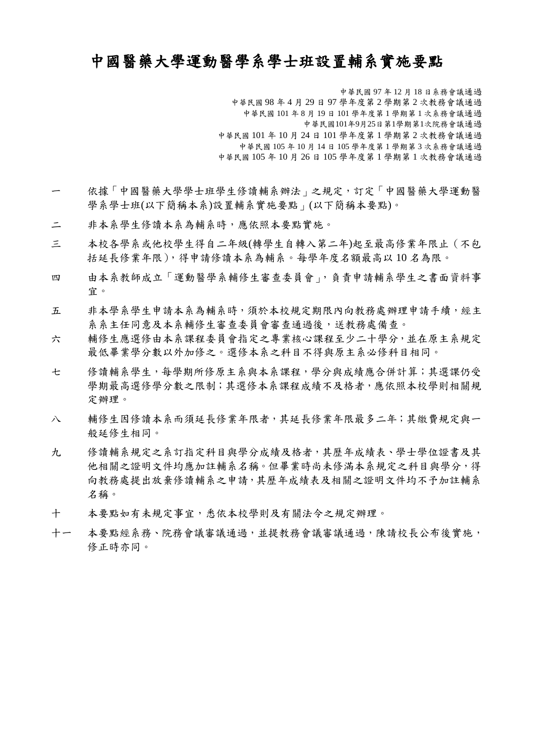# 中國醫藥大學運動醫學系學士班設置輔系實施要點

中華民國 97 年 12 月 18 日系務會議通過
中華民國 98 年 4 月 29 日 97 學年度第 2 學期第 2 次教務會議通過
中華民國 101 年 8 月 19 日 101 學年度第 1 學期第 1 次系務會議通過
中華民國101年9月25日第1學期第1次院務會議通過
中華民國 101 年 10 月 24 日 101 學年度第 1 學期第 2 次教務會議通過
中華民國 105 年 10 月 14 日 105 學年度第 1 學期第 3 次系務會議通過
中華民國 105 年 10 月 26 日 105 學年度第 1 學期第 1 次教務會議通過

一　依據「中國醫藥大學學士班學生修讀輔系辦法」之規定，訂定「中國醫藥大學運動醫學系學士班(以下簡稱本系)設置輔系實施要點」(以下簡稱本要點)。

二　非本系學生修讀本系為輔系時，應依照本要點實施。

三　本校各學系或他校學生得自二年級(轉學生自轉入第二年)起至最高修業年限止（不包括延長修業年限)，得申請修讀本系為輔系。每學年度名額最高以 10 名為限。

四　由本系教師成立「運動醫學系輔修生審查委員會」，負責申請輔系學生之書面資料事宜。

五　非本學系學生申請本系為輔系時，須於本校規定期限內向教務處辦理申請手續，經主系系主任同意及本系輔修生審查委員會審查通過後，送教務處備查。

六　輔修生應選修由本系課程委員會指定之專業核心課程至少二十學分，並在原主系規定最低畢業學分數以外加修之。選修本系之科目不得與原主系必修科目相同。

七　修讀輔系學生，每學期所修原主系與本系課程，學分與成績應合併計算；其選課仍受學期最高選修學分數之限制；其選修本系課程成績不及格者，應依照本校學則相關規定辦理。

八　輔修生因修讀本系而須延長修業年限者，其延長修業年限最多二年；其繳費規定與一般延修生相同。

九　修讀輔系規定之系訂指定科目與學分成績及格者，其歷年成績表、學士學位證書及其他相關之證明文件均應加註輔系名稱。但畢業時尚未修滿本系規定之科目與學分，得向教務處提出放棄修讀輔系之申請，其歷年成績表及相關之證明文件均不予加註輔系名稱。

十　本要點如有未規定事宜，悉依本校學則及有關法令之規定辦理。

十一　本要點經系務、院務會議審議通過，並提教務會議審議通過，陳請校長公布後實施，修正時亦同。